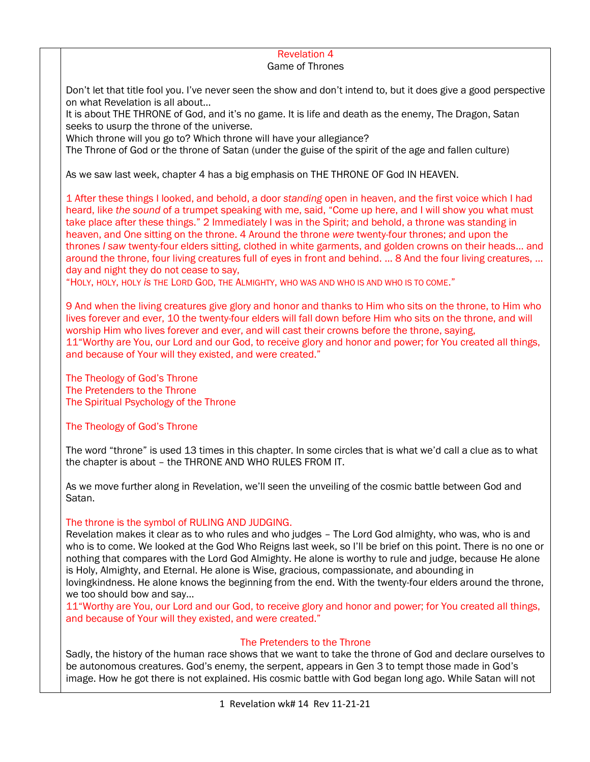## Revelation 4
### Game of Thrones

Don't let that title fool you. I've never seen the show and don't intend to, but it does give a good perspective on what Revelation is all about…

It is about THE THRONE of God, and it's no game. It is life and death as the enemy, The Dragon, Satan seeks to usurp the throne of the universe.

Which throne will you go to? Which throne will have your allegiance?

The Throne of God or the throne of Satan (under the guise of the spirit of the age and fallen culture)

As we saw last week, chapter 4 has a big emphasis on THE THRONE OF God IN HEAVEN.

1 After these things I looked, and behold, a door *standing* open in heaven, and the first voice which I had heard, like *the sound* of a trumpet speaking with me, said, "Come up here, and I will show you what must take place after these things." 2 Immediately I was in the Spirit; and behold, a throne was standing in heaven, and One sitting on the throne. 4 Around the throne *were* twenty-four thrones; and upon the thrones *I saw* twenty-four elders sitting, clothed in white garments, and golden crowns on their heads… and around the throne, four living creatures full of eyes in front and behind. … 8 And the four living creatures, … day and night they do not cease to say,

"HOLY, HOLY, HOLY *is* THE LORD GOD, THE ALMIGHTY, WHO WAS AND WHO IS AND WHO IS TO COME."

9 And when the living creatures give glory and honor and thanks to Him who sits on the throne, to Him who lives forever and ever, 10 the twenty-four elders will fall down before Him who sits on the throne, and will worship Him who lives forever and ever, and will cast their crowns before the throne, saying,

11"Worthy are You, our Lord and our God, to receive glory and honor and power; for You created all things, and because of Your will they existed, and were created."

The Theology of God's Throne
The Pretenders to the Throne
The Spiritual Psychology of the Throne

### The Theology of God's Throne

The word "throne" is used 13 times in this chapter. In some circles that is what we'd call a clue as to what the chapter is about – the THRONE AND WHO RULES FROM IT.

As we move further along in Revelation, we'll seen the unveiling of the cosmic battle between God and Satan.

The throne is the symbol of RULING AND JUDGING.

Revelation makes it clear as to who rules and who judges – The Lord God almighty, who was, who is and who is to come. We looked at the God Who Reigns last week, so I'll be brief on this point. There is no one or nothing that compares with the Lord God Almighty. He alone is worthy to rule and judge, because He alone is Holy, Almighty, and Eternal. He alone is Wise, gracious, compassionate, and abounding in lovingkindness. He alone knows the beginning from the end. With the twenty-four elders around the throne, we too should bow and say…

11"Worthy are You, our Lord and our God, to receive glory and honor and power; for You created all things, and because of Your will they existed, and were created."

### The Pretenders to the Throne

Sadly, the history of the human race shows that we want to take the throne of God and declare ourselves to be autonomous creatures. God's enemy, the serpent, appears in Gen 3 to tempt those made in God's image. How he got there is not explained. His cosmic battle with God began long ago. While Satan will not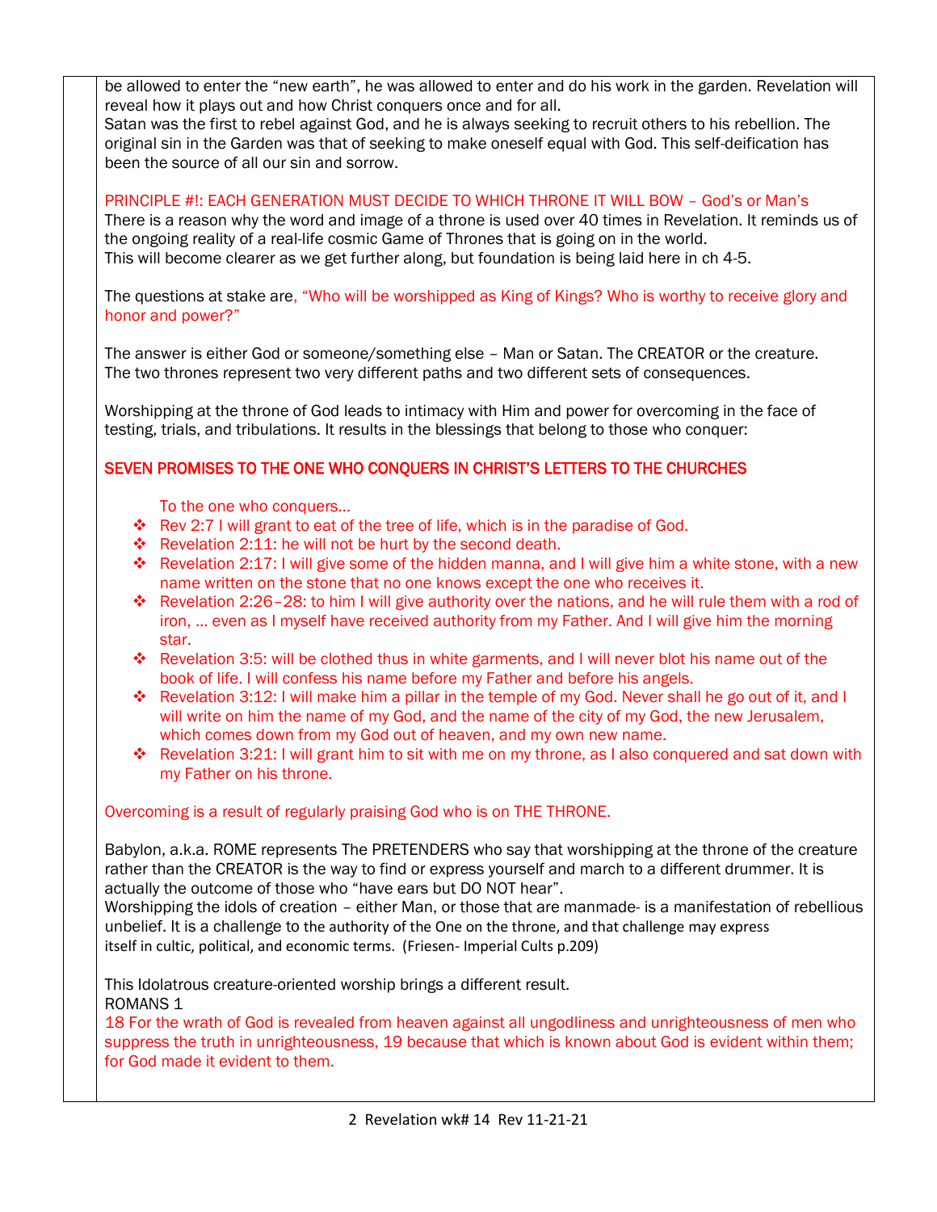be allowed to enter the "new earth", he was allowed to enter and do his work in the garden. Revelation will reveal how it plays out and how Christ conquers once and for all.
Satan was the first to rebel against God, and he is always seeking to recruit others to his rebellion. The original sin in the Garden was that of seeking to make oneself equal with God. This self-deification has been the source of all our sin and sorrow.

PRINCIPLE #!: EACH GENERATION MUST DECIDE TO WHICH THRONE IT WILL BOW – God's or Man's
There is a reason why the word and image of a throne is used over 40 times in Revelation. It reminds us of the ongoing reality of a real-life cosmic Game of Thrones that is going on in the world.
This will become clearer as we get further along, but foundation is being laid here in ch 4-5.

The questions at stake are, "Who will be worshipped as King of Kings? Who is worthy to receive glory and honor and power?"

The answer is either God or someone/something else – Man or Satan. The CREATOR or the creature.
The two thrones represent two very different paths and two different sets of consequences.

Worshipping at the throne of God leads to intimacy with Him and power for overcoming in the face of testing, trials, and tribulations. It results in the blessings that belong to those who conquer:

**SEVEN PROMISES TO THE ONE WHO CONQUERS IN CHRIST'S LETTERS TO THE CHURCHES**

To the one who conquers…

- Rev 2:7 I will grant to eat of the tree of life, which is in the paradise of God.
- Revelation 2:11: he will not be hurt by the second death.
- Revelation 2:17: I will give some of the hidden manna, and I will give him a white stone, with a new name written on the stone that no one knows except the one who receives it.
- Revelation 2:26–28: to him I will give authority over the nations, and he will rule them with a rod of iron, … even as I myself have received authority from my Father. And I will give him the morning star.
- Revelation 3:5: will be clothed thus in white garments, and I will never blot his name out of the book of life. I will confess his name before my Father and before his angels.
- Revelation 3:12: I will make him a pillar in the temple of my God. Never shall he go out of it, and I will write on him the name of my God, and the name of the city of my God, the new Jerusalem, which comes down from my God out of heaven, and my own new name.
- Revelation 3:21: I will grant him to sit with me on my throne, as I also conquered and sat down with my Father on his throne.

Overcoming is a result of regularly praising God who is on THE THRONE.

Babylon, a.k.a. ROME represents The PRETENDERS who say that worshipping at the throne of the creature rather than the CREATOR is the way to find or express yourself and march to a different drummer. It is actually the outcome of those who "have ears but DO NOT hear".
Worshipping the idols of creation – either Man, or those that are manmade- is a manifestation of rebellious unbelief. It is a challenge to the authority of the One on the throne, and that challenge may express itself in cultic, political, and economic terms. (Friesen- Imperial Cults p.209)

This Idolatrous creature-oriented worship brings a different result.
ROMANS 1
18 For the wrath of God is revealed from heaven against all ungodliness and unrighteousness of men who suppress the truth in unrighteousness, 19 because that which is known about God is evident within them; for God made it evident to them.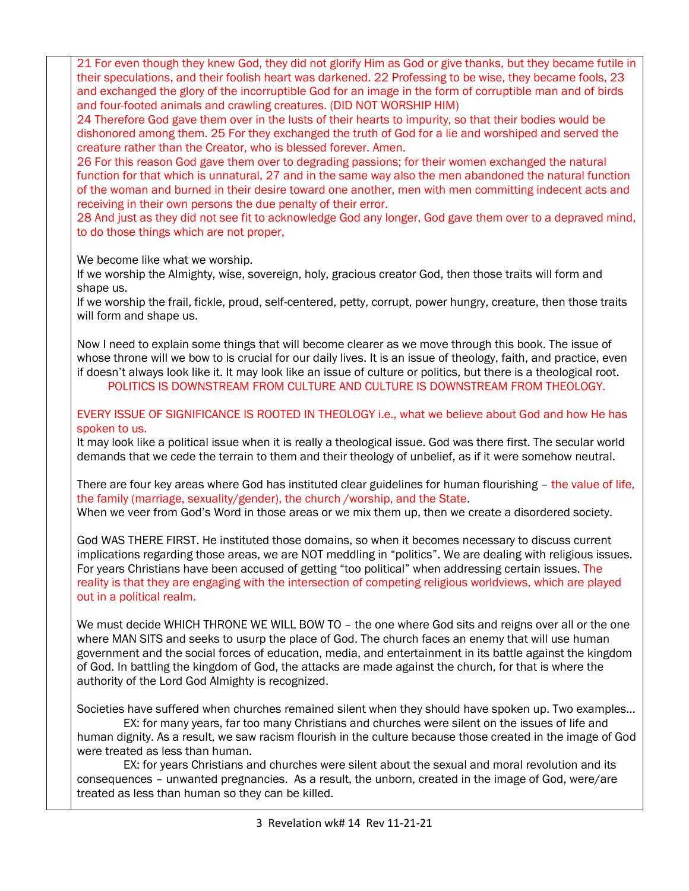21 For even though they knew God, they did not glorify Him as God or give thanks, but they became futile in their speculations, and their foolish heart was darkened. 22 Professing to be wise, they became fools, 23 and exchanged the glory of the incorruptible God for an image in the form of corruptible man and of birds and four-footed animals and crawling creatures. (DID NOT WORSHIP HIM)
24 Therefore God gave them over in the lusts of their hearts to impurity, so that their bodies would be dishonored among them. 25 For they exchanged the truth of God for a lie and worshiped and served the creature rather than the Creator, who is blessed forever. Amen.
26 For this reason God gave them over to degrading passions; for their women exchanged the natural function for that which is unnatural, 27 and in the same way also the men abandoned the natural function of the woman and burned in their desire toward one another, men with men committing indecent acts and receiving in their own persons the due penalty of their error.
28 And just as they did not see fit to acknowledge God any longer, God gave them over to a depraved mind, to do those things which are not proper,

We become like what we worship.
If we worship the Almighty, wise, sovereign, holy, gracious creator God, then those traits will form and shape us.
If we worship the frail, fickle, proud, self-centered, petty, corrupt, power hungry, creature, then those traits will form and shape us.

Now I need to explain some things that will become clearer as we move through this book. The issue of whose throne will we bow to is crucial for our daily lives. It is an issue of theology, faith, and practice, even if doesn't always look like it. It may look like an issue of culture or politics, but there is a theological root.
POLITICS IS DOWNSTREAM FROM CULTURE AND CULTURE IS DOWNSTREAM FROM THEOLOGY.

EVERY ISSUE OF SIGNIFICANCE IS ROOTED IN THEOLOGY i.e., what we believe about God and how He has spoken to us.
It may look like a political issue when it is really a theological issue. God was there first. The secular world demands that we cede the terrain to them and their theology of unbelief, as if it were somehow neutral.

There are four key areas where God has instituted clear guidelines for human flourishing – the value of life, the family (marriage, sexuality/gender), the church /worship, and the State.
When we veer from God's Word in those areas or we mix them up, then we create a disordered society.

God WAS THERE FIRST. He instituted those domains, so when it becomes necessary to discuss current implications regarding those areas, we are NOT meddling in "politics". We are dealing with religious issues. For years Christians have been accused of getting "too political" when addressing certain issues. The reality is that they are engaging with the intersection of competing religious worldviews, which are played out in a political realm.

We must decide WHICH THRONE WE WILL BOW TO – the one where God sits and reigns over all or the one where MAN SITS and seeks to usurp the place of God. The church faces an enemy that will use human government and the social forces of education, media, and entertainment in its battle against the kingdom of God. In battling the kingdom of God, the attacks are made against the church, for that is where the authority of the Lord God Almighty is recognized.

Societies have suffered when churches remained silent when they should have spoken up. Two examples…
EX: for many years, far too many Christians and churches were silent on the issues of life and human dignity. As a result, we saw racism flourish in the culture because those created in the image of God were treated as less than human.
EX: for years Christians and churches were silent about the sexual and moral revolution and its consequences – unwanted pregnancies. As a result, the unborn, created in the image of God, were/are treated as less than human so they can be killed.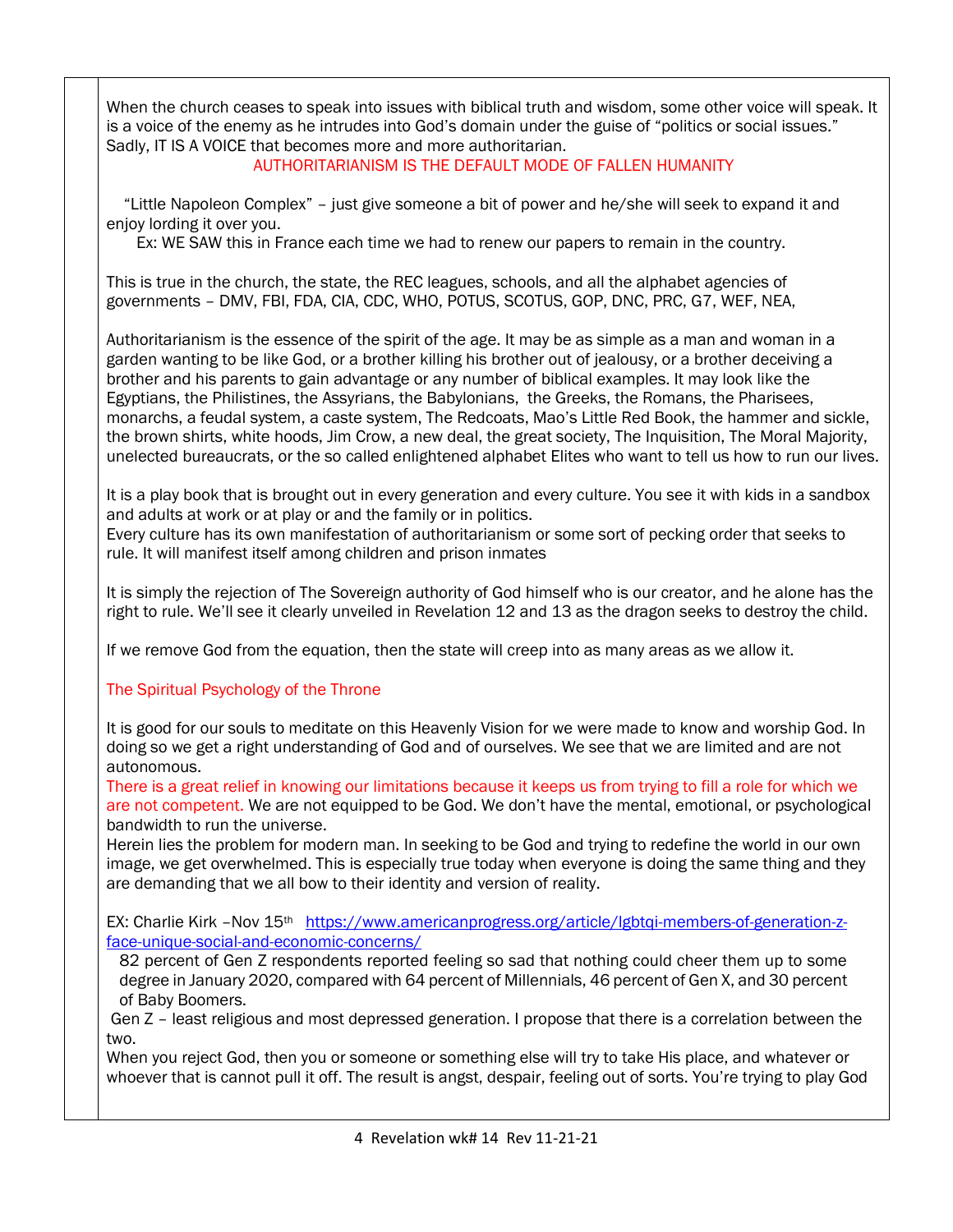When the church ceases to speak into issues with biblical truth and wisdom, some other voice will speak. It is a voice of the enemy as he intrudes into God's domain under the guise of "politics or social issues." Sadly, IT IS A VOICE that becomes more and more authoritarian.

AUTHORITARIANISM IS THE DEFAULT MODE OF FALLEN HUMANITY

"Little Napoleon Complex" – just give someone a bit of power and he/she will seek to expand it and enjoy lording it over you.

Ex: WE SAW this in France each time we had to renew our papers to remain in the country.

This is true in the church, the state, the REC leagues, schools, and all the alphabet agencies of governments – DMV, FBI, FDA, CIA, CDC, WHO, POTUS, SCOTUS, GOP, DNC, PRC, G7, WEF, NEA,

Authoritarianism is the essence of the spirit of the age. It may be as simple as a man and woman in a garden wanting to be like God, or a brother killing his brother out of jealousy, or a brother deceiving a brother and his parents to gain advantage or any number of biblical examples. It may look like the Egyptians, the Philistines, the Assyrians, the Babylonians, the Greeks, the Romans, the Pharisees, monarchs, a feudal system, a caste system, The Redcoats, Mao's Little Red Book, the hammer and sickle, the brown shirts, white hoods, Jim Crow, a new deal, the great society, The Inquisition, The Moral Majority, unelected bureaucrats, or the so called enlightened alphabet Elites who want to tell us how to run our lives.

It is a play book that is brought out in every generation and every culture. You see it with kids in a sandbox and adults at work or at play or and the family or in politics.
Every culture has its own manifestation of authoritarianism or some sort of pecking order that seeks to rule. It will manifest itself among children and prison inmates

It is simply the rejection of The Sovereign authority of God himself who is our creator, and he alone has the right to rule. We'll see it clearly unveiled in Revelation 12 and 13 as the dragon seeks to destroy the child.

If we remove God from the equation, then the state will creep into as many areas as we allow it.

The Spiritual Psychology of the Throne

It is good for our souls to meditate on this Heavenly Vision for we were made to know and worship God. In doing so we get a right understanding of God and of ourselves. We see that we are limited and are not autonomous.
There is a great relief in knowing our limitations because it keeps us from trying to fill a role for which we are not competent. We are not equipped to be God. We don't have the mental, emotional, or psychological bandwidth to run the universe.
Herein lies the problem for modern man. In seeking to be God and trying to redefine the world in our own image, we get overwhelmed. This is especially true today when everyone is doing the same thing and they are demanding that we all bow to their identity and version of reality.

EX: Charlie Kirk –Nov 15th [https://www.americanprogress.org/article/lgbtqi-members-of-generation-z-face-unique-social-and-economic-concerns/](https://www.americanprogress.org/article/lgbtqi-members-of-generation-z-face-unique-social-and-economic-concerns/)

82 percent of Gen Z respondents reported feeling so sad that nothing could cheer them up to some degree in January 2020, compared with 64 percent of Millennials, 46 percent of Gen X, and 30 percent of Baby Boomers.

Gen Z – least religious and most depressed generation. I propose that there is a correlation between the two.
When you reject God, then you or someone or something else will try to take His place, and whatever or whoever that is cannot pull it off. The result is angst, despair, feeling out of sorts. You're trying to play God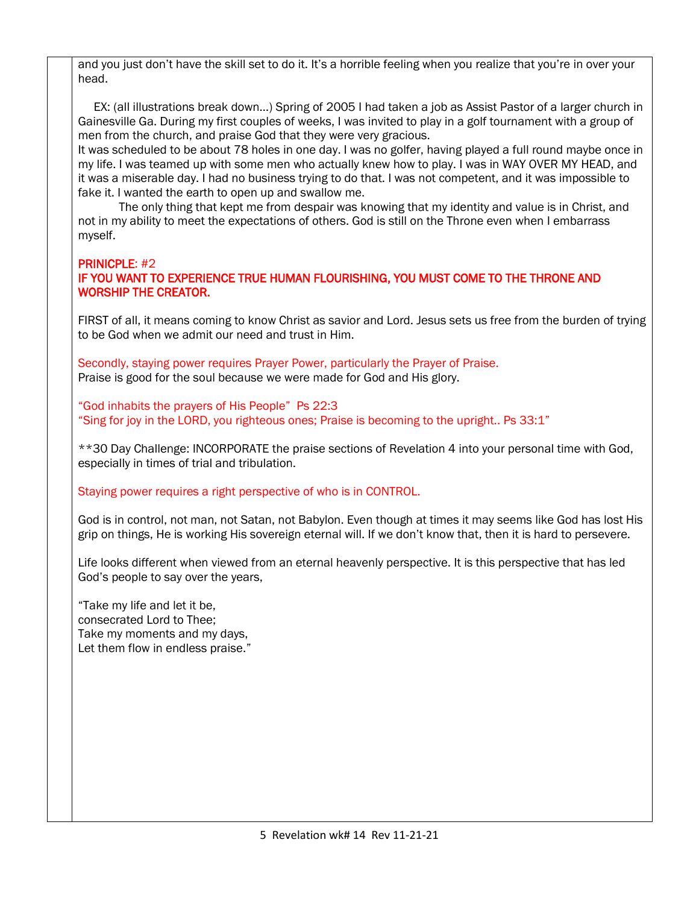and you just don't have the skill set to do it. It's a horrible feeling when you realize that you're in over your head.

EX: (all illustrations break down…) Spring of 2005 I had taken a job as Assist Pastor of a larger church in Gainesville Ga. During my first couples of weeks, I was invited to play in a golf tournament with a group of men from the church, and praise God that they were very gracious.
It was scheduled to be about 78 holes in one day. I was no golfer, having played a full round maybe once in my life. I was teamed up with some men who actually knew how to play. I was in WAY OVER MY HEAD, and it was a miserable day. I had no business trying to do that. I was not competent, and it was impossible to fake it. I wanted the earth to open up and swallow me.

The only thing that kept me from despair was knowing that my identity and value is in Christ, and not in my ability to meet the expectations of others. God is still on the Throne even when I embarrass myself.

**PRINICPLE: #2**
**IF YOU WANT TO EXPERIENCE TRUE HUMAN FLOURISHING, YOU MUST COME TO THE THRONE AND WORSHIP THE CREATOR.**

FIRST of all, it means coming to know Christ as savior and Lord. Jesus sets us free from the burden of trying to be God when we admit our need and trust in Him.

Secondly, staying power requires Prayer Power, particularly the Prayer of Praise.
Praise is good for the soul because we were made for God and His glory.

"God inhabits the prayers of His People" Ps 22:3
"Sing for joy in the LORD, you righteous ones; Praise is becoming to the upright.. Ps 33:1"

**30 Day Challenge: INCORPORATE the praise sections of Revelation 4 into your personal time with God, especially in times of trial and tribulation.

Staying power requires a right perspective of who is in CONTROL.

God is in control, not man, not Satan, not Babylon. Even though at times it may seems like God has lost His grip on things, He is working His sovereign eternal will. If we don't know that, then it is hard to persevere.

Life looks different when viewed from an eternal heavenly perspective. It is this perspective that has led God's people to say over the years,

"Take my life and let it be,
consecrated Lord to Thee;
Take my moments and my days,
Let them flow in endless praise."